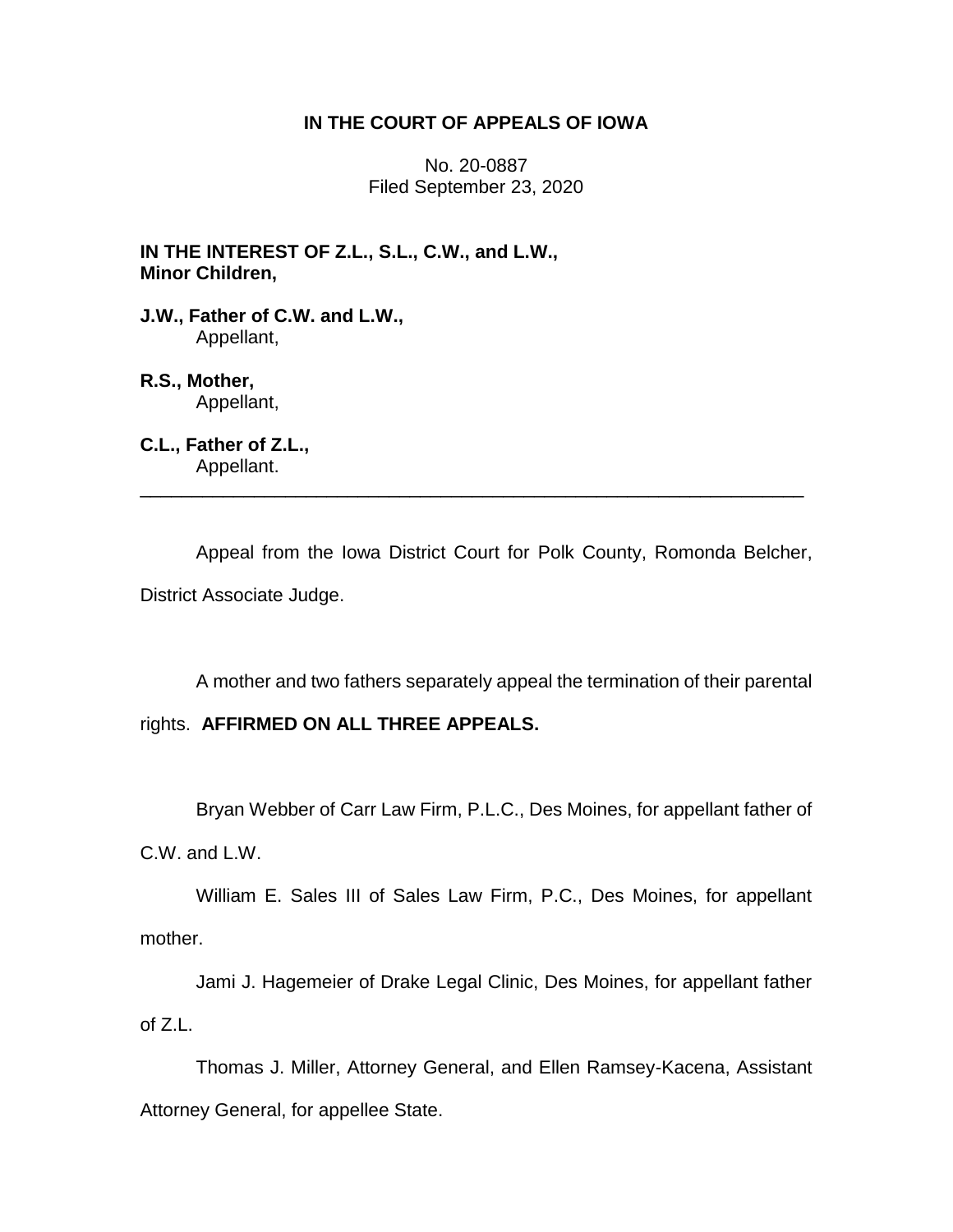**IN THE COURT OF APPEALS OF IOWA**

No. 20-0887
Filed September 23, 2020

**IN THE INTEREST OF Z.L., S.L., C.W., and L.W., Minor Children,**

**J.W., Father of C.W. and L.W.,**
Appellant,

**R.S., Mother,**
Appellant,

**C.L., Father of Z.L.,**
Appellant.

---

Appeal from the Iowa District Court for Polk County, Romonda Belcher, District Associate Judge.

A mother and two fathers separately appeal the termination of their parental rights. **AFFIRMED ON ALL THREE APPEALS.**

Bryan Webber of Carr Law Firm, P.L.C., Des Moines, for appellant father of C.W. and L.W.

William E. Sales III of Sales Law Firm, P.C., Des Moines, for appellant mother.

Jami J. Hagemeier of Drake Legal Clinic, Des Moines, for appellant father of Z.L.

Thomas J. Miller, Attorney General, and Ellen Ramsey-Kacena, Assistant Attorney General, for appellee State.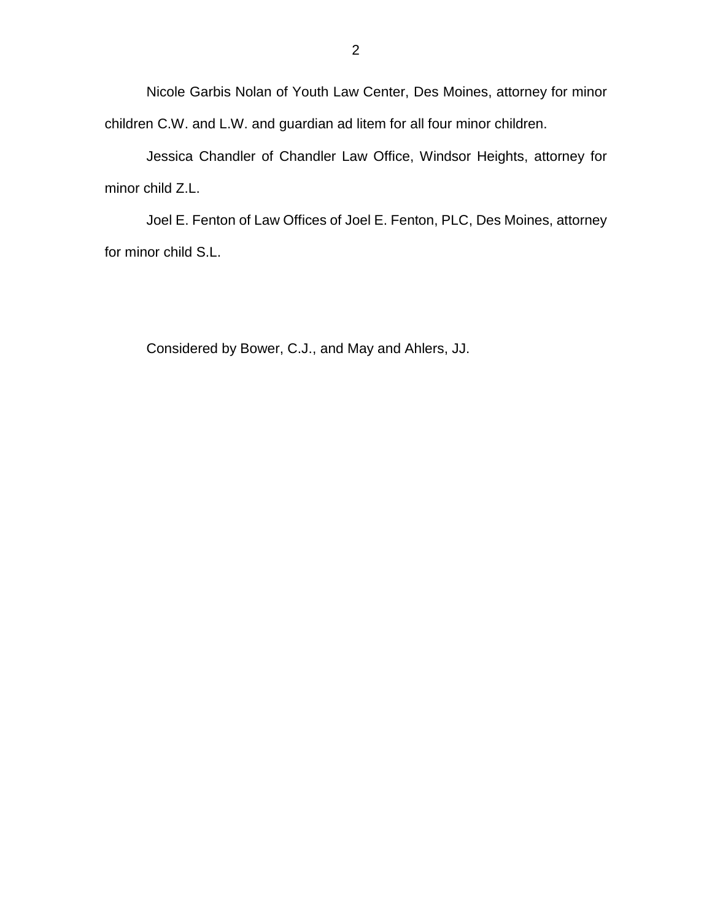Nicole Garbis Nolan of Youth Law Center, Des Moines, attorney for minor children C.W. and L.W. and guardian ad litem for all four minor children.

Jessica Chandler of Chandler Law Office, Windsor Heights, attorney for minor child Z.L.

Joel E. Fenton of Law Offices of Joel E. Fenton, PLC, Des Moines, attorney for minor child S.L.

Considered by Bower, C.J., and May and Ahlers, JJ.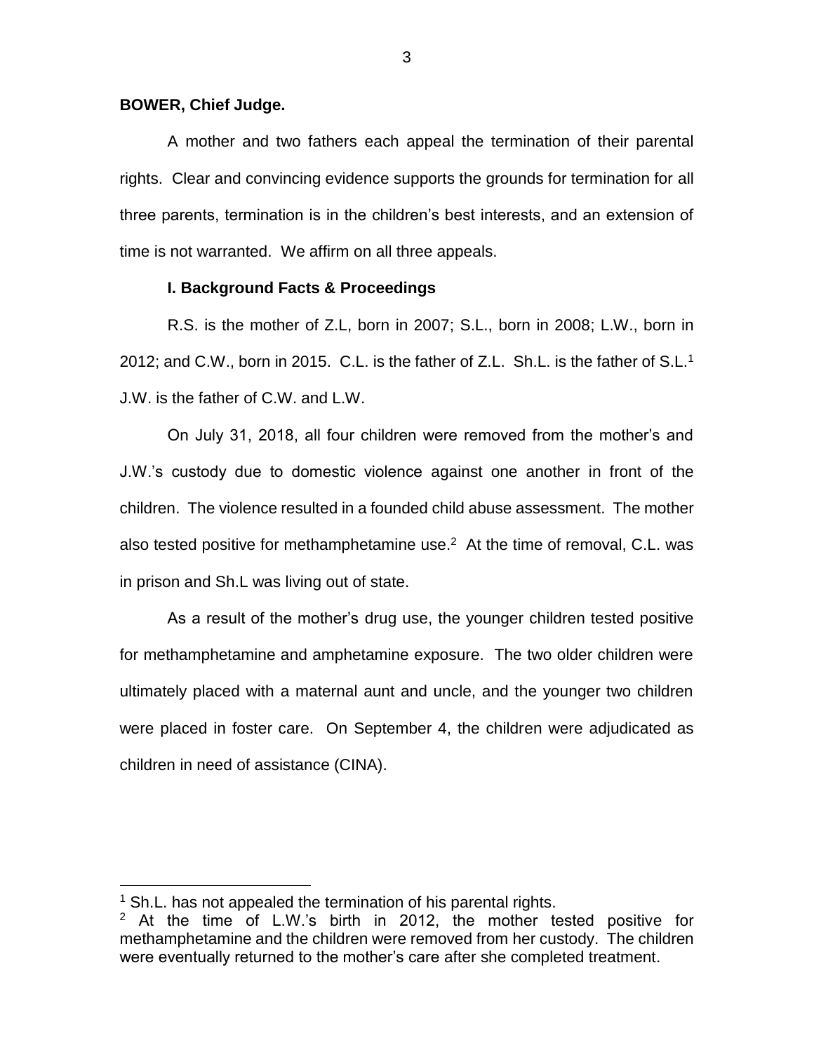**BOWER, Chief Judge.**

A mother and two fathers each appeal the termination of their parental rights. Clear and convincing evidence supports the grounds for termination for all three parents, termination is in the children's best interests, and an extension of time is not warranted. We affirm on all three appeals.

## I. Background Facts & Proceedings

R.S. is the mother of Z.L, born in 2007; S.L., born in 2008; L.W., born in 2012; and C.W., born in 2015. C.L. is the father of Z.L. Sh.L. is the father of S.L.[1] J.W. is the father of C.W. and L.W.

On July 31, 2018, all four children were removed from the mother's and J.W.'s custody due to domestic violence against one another in front of the children. The violence resulted in a founded child abuse assessment. The mother also tested positive for methamphetamine use.[2] At the time of removal, C.L. was in prison and Sh.L was living out of state.

As a result of the mother's drug use, the younger children tested positive for methamphetamine and amphetamine exposure. The two older children were ultimately placed with a maternal aunt and uncle, and the younger two children were placed in foster care. On September 4, the children were adjudicated as children in need of assistance (CINA).

[1] Sh.L. has not appealed the termination of his parental rights.

[2] At the time of L.W.'s birth in 2012, the mother tested positive for methamphetamine and the children were removed from her custody. The children were eventually returned to the mother's care after she completed treatment.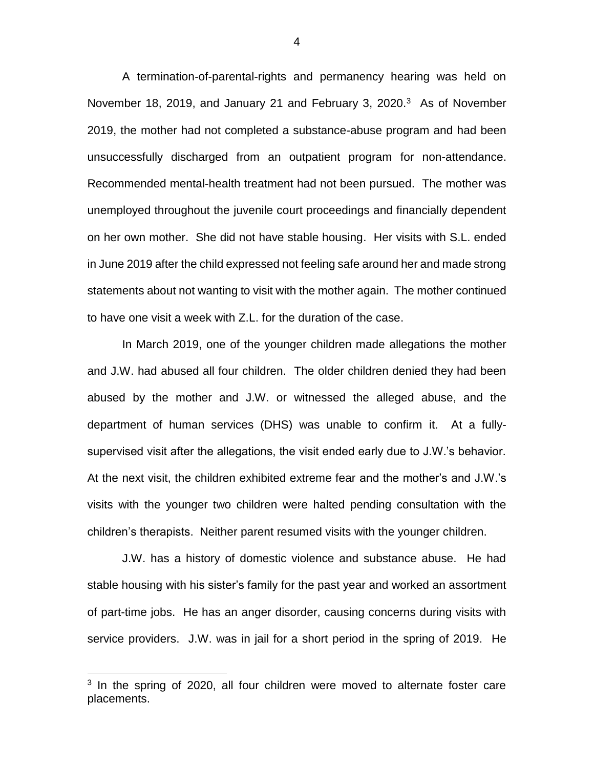A termination-of-parental-rights and permanency hearing was held on November 18, 2019, and January 21 and February 3, 2020.[3] As of November 2019, the mother had not completed a substance-abuse program and had been unsuccessfully discharged from an outpatient program for non-attendance. Recommended mental-health treatment had not been pursued. The mother was unemployed throughout the juvenile court proceedings and financially dependent on her own mother. She did not have stable housing. Her visits with S.L. ended in June 2019 after the child expressed not feeling safe around her and made strong statements about not wanting to visit with the mother again. The mother continued to have one visit a week with Z.L. for the duration of the case.

In March 2019, one of the younger children made allegations the mother and J.W. had abused all four children. The older children denied they had been abused by the mother and J.W. or witnessed the alleged abuse, and the department of human services (DHS) was unable to confirm it. At a fully-supervised visit after the allegations, the visit ended early due to J.W.'s behavior. At the next visit, the children exhibited extreme fear and the mother's and J.W.'s visits with the younger two children were halted pending consultation with the children's therapists. Neither parent resumed visits with the younger children.

J.W. has a history of domestic violence and substance abuse. He had stable housing with his sister's family for the past year and worked an assortment of part-time jobs. He has an anger disorder, causing concerns during visits with service providers. J.W. was in jail for a short period in the spring of 2019. He

[3] In the spring of 2020, all four children were moved to alternate foster care placements.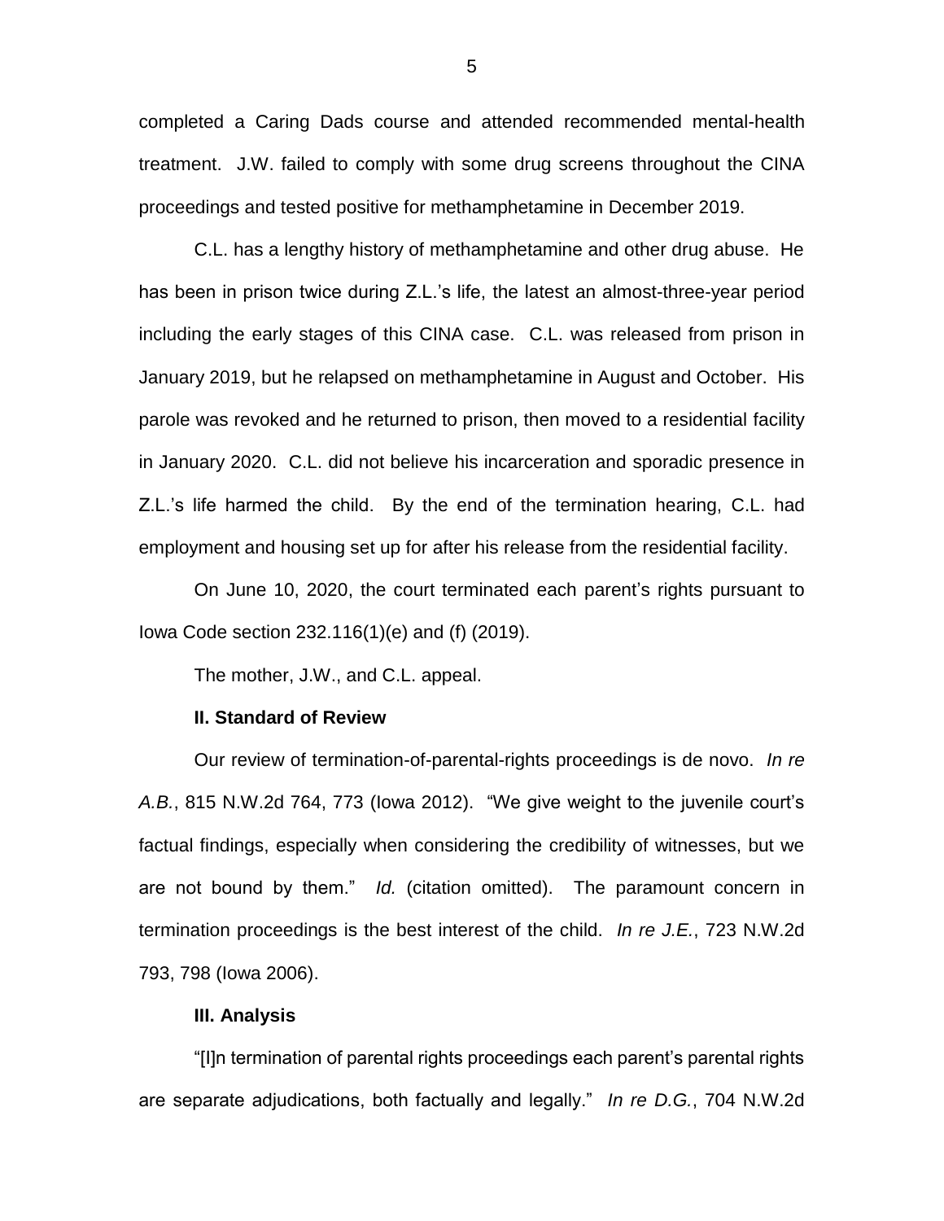completed a Caring Dads course and attended recommended mental-health treatment. J.W. failed to comply with some drug screens throughout the CINA proceedings and tested positive for methamphetamine in December 2019.

C.L. has a lengthy history of methamphetamine and other drug abuse. He has been in prison twice during Z.L.'s life, the latest an almost-three-year period including the early stages of this CINA case. C.L. was released from prison in January 2019, but he relapsed on methamphetamine in August and October. His parole was revoked and he returned to prison, then moved to a residential facility in January 2020. C.L. did not believe his incarceration and sporadic presence in Z.L.'s life harmed the child. By the end of the termination hearing, C.L. had employment and housing set up for after his release from the residential facility.

On June 10, 2020, the court terminated each parent's rights pursuant to Iowa Code section 232.116(1)(e) and (f) (2019).

The mother, J.W., and C.L. appeal.

## II. Standard of Review

Our review of termination-of-parental-rights proceedings is de novo. *In re A.B.*, 815 N.W.2d 764, 773 (Iowa 2012). "We give weight to the juvenile court's factual findings, especially when considering the credibility of witnesses, but we are not bound by them." *Id.* (citation omitted). The paramount concern in termination proceedings is the best interest of the child. *In re J.E.*, 723 N.W.2d 793, 798 (Iowa 2006).

## III. Analysis

"[I]n termination of parental rights proceedings each parent's parental rights are separate adjudications, both factually and legally." *In re D.G.*, 704 N.W.2d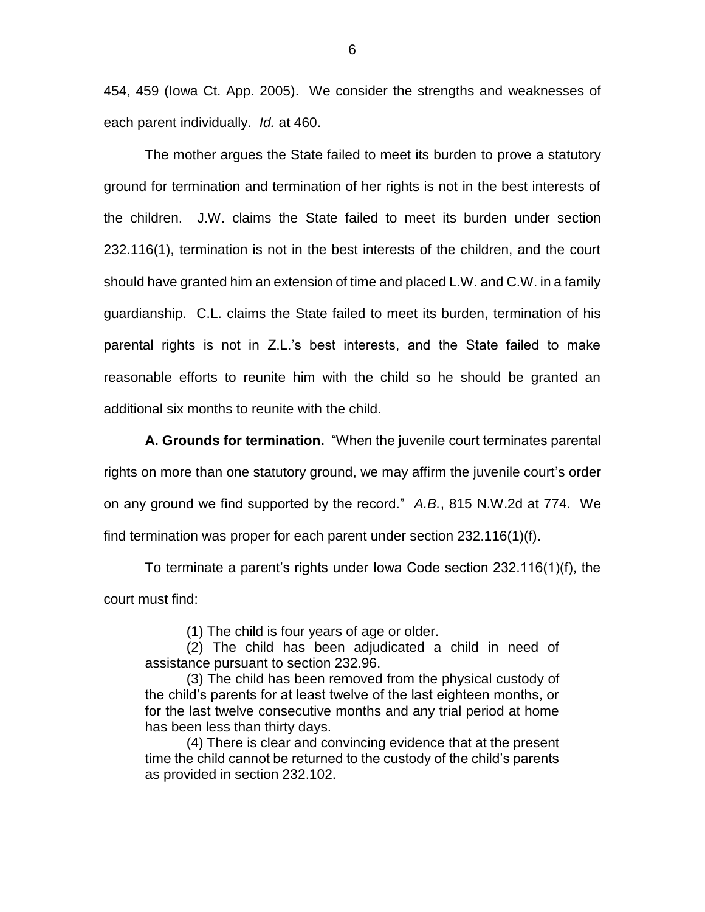454, 459 (Iowa Ct. App. 2005). We consider the strengths and weaknesses of each parent individually. *Id.* at 460.

The mother argues the State failed to meet its burden to prove a statutory ground for termination and termination of her rights is not in the best interests of the children. J.W. claims the State failed to meet its burden under section 232.116(1), termination is not in the best interests of the children, and the court should have granted him an extension of time and placed L.W. and C.W. in a family guardianship. C.L. claims the State failed to meet its burden, termination of his parental rights is not in Z.L.'s best interests, and the State failed to make reasonable efforts to reunite him with the child so he should be granted an additional six months to reunite with the child.

**A. Grounds for termination.** "When the juvenile court terminates parental rights on more than one statutory ground, we may affirm the juvenile court's order on any ground we find supported by the record." *A.B.*, 815 N.W.2d at 774. We find termination was proper for each parent under section 232.116(1)(f).

To terminate a parent's rights under Iowa Code section 232.116(1)(f), the court must find:

> (1) The child is four years of age or older.
>
> (2) The child has been adjudicated a child in need of assistance pursuant to section 232.96.
>
> (3) The child has been removed from the physical custody of the child's parents for at least twelve of the last eighteen months, or for the last twelve consecutive months and any trial period at home has been less than thirty days.
>
> (4) There is clear and convincing evidence that at the present time the child cannot be returned to the custody of the child's parents as provided in section 232.102.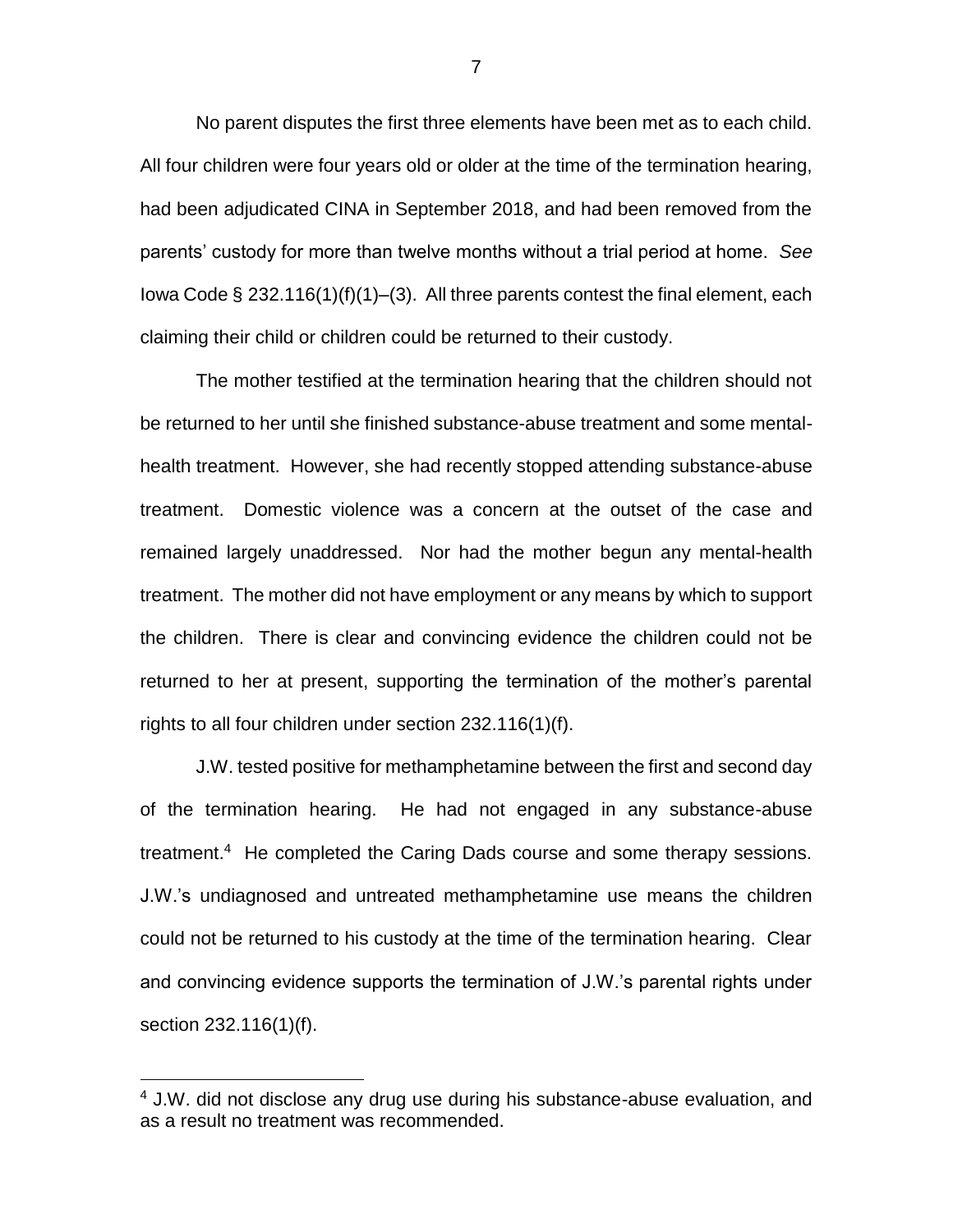No parent disputes the first three elements have been met as to each child. All four children were four years old or older at the time of the termination hearing, had been adjudicated CINA in September 2018, and had been removed from the parents' custody for more than twelve months without a trial period at home. *See* Iowa Code § 232.116(1)(f)(1)–(3). All three parents contest the final element, each claiming their child or children could be returned to their custody.

The mother testified at the termination hearing that the children should not be returned to her until she finished substance-abuse treatment and some mental-health treatment. However, she had recently stopped attending substance-abuse treatment. Domestic violence was a concern at the outset of the case and remained largely unaddressed. Nor had the mother begun any mental-health treatment. The mother did not have employment or any means by which to support the children. There is clear and convincing evidence the children could not be returned to her at present, supporting the termination of the mother's parental rights to all four children under section 232.116(1)(f).

J.W. tested positive for methamphetamine between the first and second day of the termination hearing. He had not engaged in any substance-abuse treatment.[4] He completed the Caring Dads course and some therapy sessions. J.W.'s undiagnosed and untreated methamphetamine use means the children could not be returned to his custody at the time of the termination hearing. Clear and convincing evidence supports the termination of J.W.'s parental rights under section 232.116(1)(f).

[4] J.W. did not disclose any drug use during his substance-abuse evaluation, and as a result no treatment was recommended.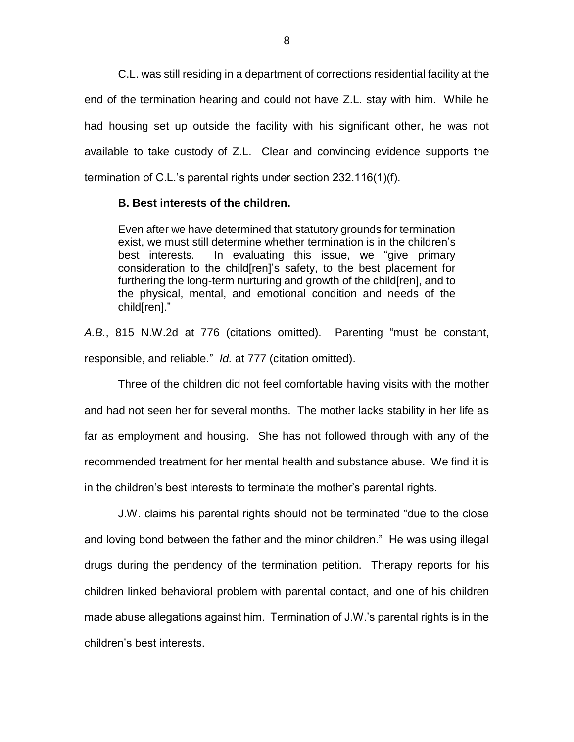C.L. was still residing in a department of corrections residential facility at the end of the termination hearing and could not have Z.L. stay with him. While he had housing set up outside the facility with his significant other, he was not available to take custody of Z.L. Clear and convincing evidence supports the termination of C.L.'s parental rights under section 232.116(1)(f).

**B. Best interests of the children.**

> Even after we have determined that statutory grounds for termination exist, we must still determine whether termination is in the children's best interests. In evaluating this issue, we "give primary consideration to the child[ren]'s safety, to the best placement for furthering the long-term nurturing and growth of the child[ren], and to the physical, mental, and emotional condition and needs of the child[ren]."

*A.B.*, 815 N.W.2d at 776 (citations omitted). Parenting "must be constant, responsible, and reliable." *Id.* at 777 (citation omitted).

Three of the children did not feel comfortable having visits with the mother and had not seen her for several months. The mother lacks stability in her life as far as employment and housing. She has not followed through with any of the recommended treatment for her mental health and substance abuse. We find it is in the children's best interests to terminate the mother's parental rights.

J.W. claims his parental rights should not be terminated "due to the close and loving bond between the father and the minor children." He was using illegal drugs during the pendency of the termination petition. Therapy reports for his children linked behavioral problem with parental contact, and one of his children made abuse allegations against him. Termination of J.W.'s parental rights is in the children's best interests.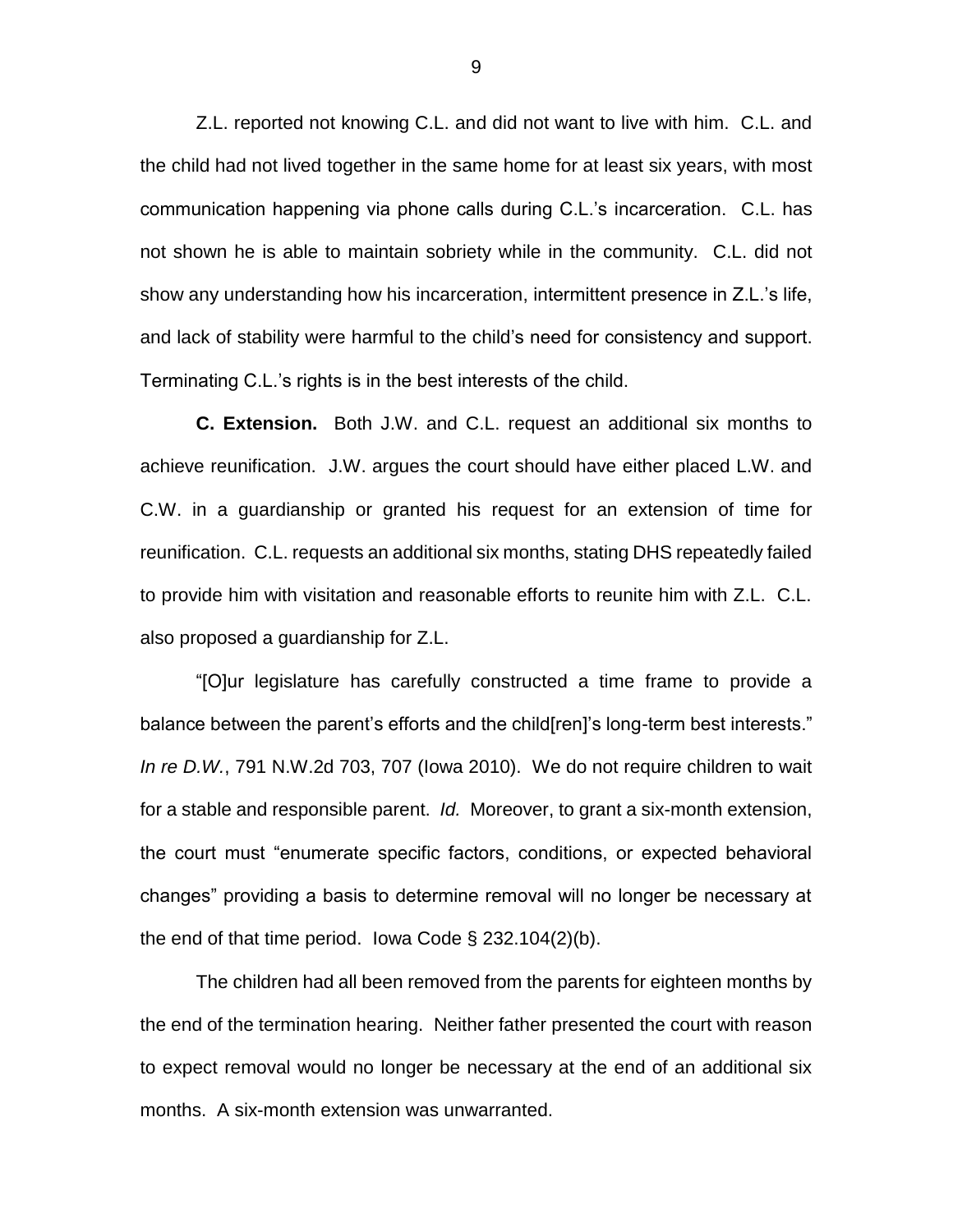Z.L. reported not knowing C.L. and did not want to live with him. C.L. and the child had not lived together in the same home for at least six years, with most communication happening via phone calls during C.L.'s incarceration. C.L. has not shown he is able to maintain sobriety while in the community. C.L. did not show any understanding how his incarceration, intermittent presence in Z.L.'s life, and lack of stability were harmful to the child's need for consistency and support. Terminating C.L.'s rights is in the best interests of the child.

**C. Extension.** Both J.W. and C.L. request an additional six months to achieve reunification. J.W. argues the court should have either placed L.W. and C.W. in a guardianship or granted his request for an extension of time for reunification. C.L. requests an additional six months, stating DHS repeatedly failed to provide him with visitation and reasonable efforts to reunite him with Z.L. C.L. also proposed a guardianship for Z.L.

"[O]ur legislature has carefully constructed a time frame to provide a balance between the parent's efforts and the child[ren]'s long-term best interests." *In re D.W.*, 791 N.W.2d 703, 707 (Iowa 2010). We do not require children to wait for a stable and responsible parent. *Id.* Moreover, to grant a six-month extension, the court must "enumerate specific factors, conditions, or expected behavioral changes" providing a basis to determine removal will no longer be necessary at the end of that time period. Iowa Code § 232.104(2)(b).

The children had all been removed from the parents for eighteen months by the end of the termination hearing. Neither father presented the court with reason to expect removal would no longer be necessary at the end of an additional six months. A six-month extension was unwarranted.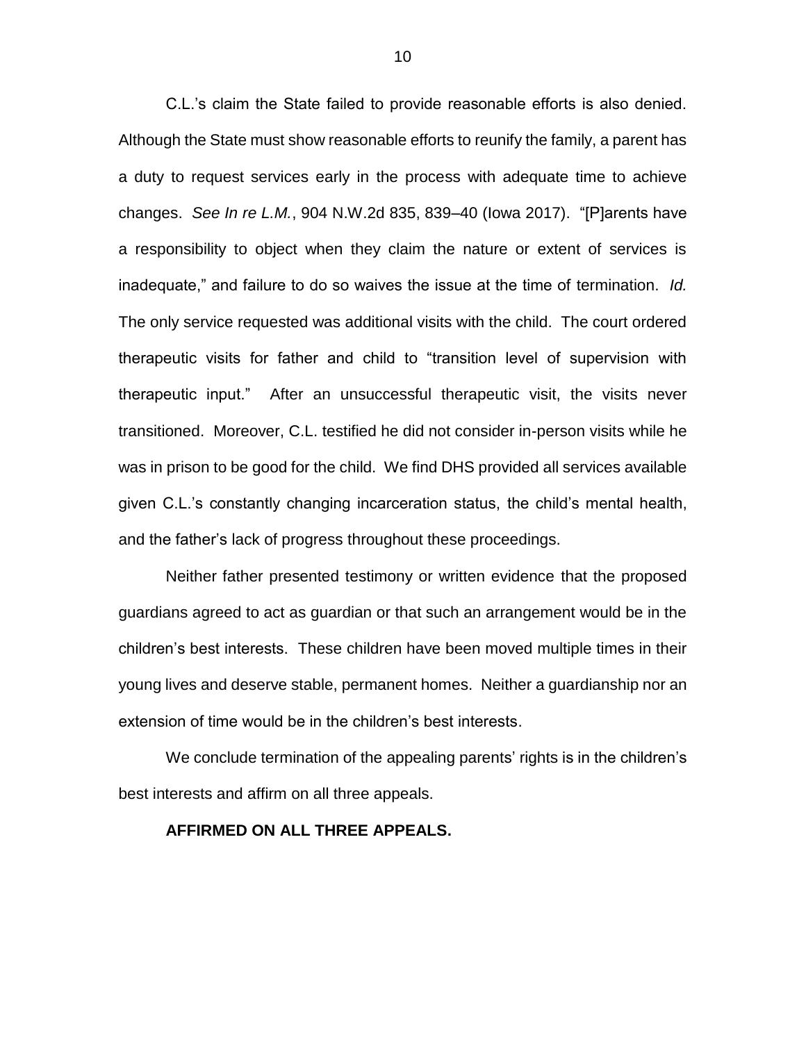C.L.'s claim the State failed to provide reasonable efforts is also denied. Although the State must show reasonable efforts to reunify the family, a parent has a duty to request services early in the process with adequate time to achieve changes. *See In re L.M.*, 904 N.W.2d 835, 839–40 (Iowa 2017). "[P]arents have a responsibility to object when they claim the nature or extent of services is inadequate," and failure to do so waives the issue at the time of termination. *Id.* The only service requested was additional visits with the child. The court ordered therapeutic visits for father and child to "transition level of supervision with therapeutic input." After an unsuccessful therapeutic visit, the visits never transitioned. Moreover, C.L. testified he did not consider in-person visits while he was in prison to be good for the child. We find DHS provided all services available given C.L.'s constantly changing incarceration status, the child's mental health, and the father's lack of progress throughout these proceedings.

Neither father presented testimony or written evidence that the proposed guardians agreed to act as guardian or that such an arrangement would be in the children's best interests. These children have been moved multiple times in their young lives and deserve stable, permanent homes. Neither a guardianship nor an extension of time would be in the children's best interests.

We conclude termination of the appealing parents' rights is in the children's best interests and affirm on all three appeals.

**AFFIRMED ON ALL THREE APPEALS.**